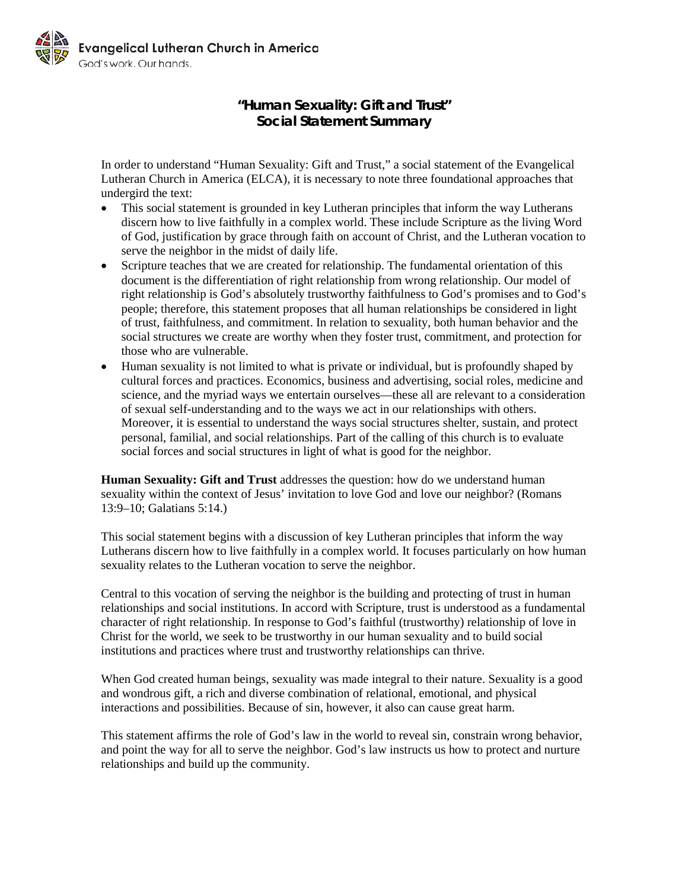Evangelical Lutheran Church in America
God's work. Our hands.

# "Human Sexuality: Gift and Trust" Social Statement Summary

In order to understand "Human Sexuality: Gift and Trust," a social statement of the Evangelical Lutheran Church in America (ELCA), it is necessary to note three foundational approaches that undergird the text:

- This social statement is grounded in key Lutheran principles that inform the way Lutherans discern how to live faithfully in a complex world. These include Scripture as the living Word of God, justification by grace through faith on account of Christ, and the Lutheran vocation to serve the neighbor in the midst of daily life.
- Scripture teaches that we are created for relationship. The fundamental orientation of this document is the differentiation of right relationship from wrong relationship. Our model of right relationship is God's absolutely trustworthy faithfulness to God's promises and to God's people; therefore, this statement proposes that all human relationships be considered in light of trust, faithfulness, and commitment. In relation to sexuality, both human behavior and the social structures we create are worthy when they foster trust, commitment, and protection for those who are vulnerable.
- Human sexuality is not limited to what is private or individual, but is profoundly shaped by cultural forces and practices. Economics, business and advertising, social roles, medicine and science, and the myriad ways we entertain ourselves—these all are relevant to a consideration of sexual self-understanding and to the ways we act in our relationships with others. Moreover, it is essential to understand the ways social structures shelter, sustain, and protect personal, familial, and social relationships. Part of the calling of this church is to evaluate social forces and social structures in light of what is good for the neighbor.

**Human Sexuality: Gift and Trust** addresses the question: how do we understand human sexuality within the context of Jesus' invitation to love God and love our neighbor? (Romans 13:9–10; Galatians 5:14.)

This social statement begins with a discussion of key Lutheran principles that inform the way Lutherans discern how to live faithfully in a complex world. It focuses particularly on how human sexuality relates to the Lutheran vocation to serve the neighbor.

Central to this vocation of serving the neighbor is the building and protecting of trust in human relationships and social institutions. In accord with Scripture, trust is understood as a fundamental character of right relationship. In response to God's faithful (trustworthy) relationship of love in Christ for the world, we seek to be trustworthy in our human sexuality and to build social institutions and practices where trust and trustworthy relationships can thrive.

When God created human beings, sexuality was made integral to their nature. Sexuality is a good and wondrous gift, a rich and diverse combination of relational, emotional, and physical interactions and possibilities. Because of sin, however, it also can cause great harm.

This statement affirms the role of God's law in the world to reveal sin, constrain wrong behavior, and point the way for all to serve the neighbor. God's law instructs us how to protect and nurture relationships and build up the community.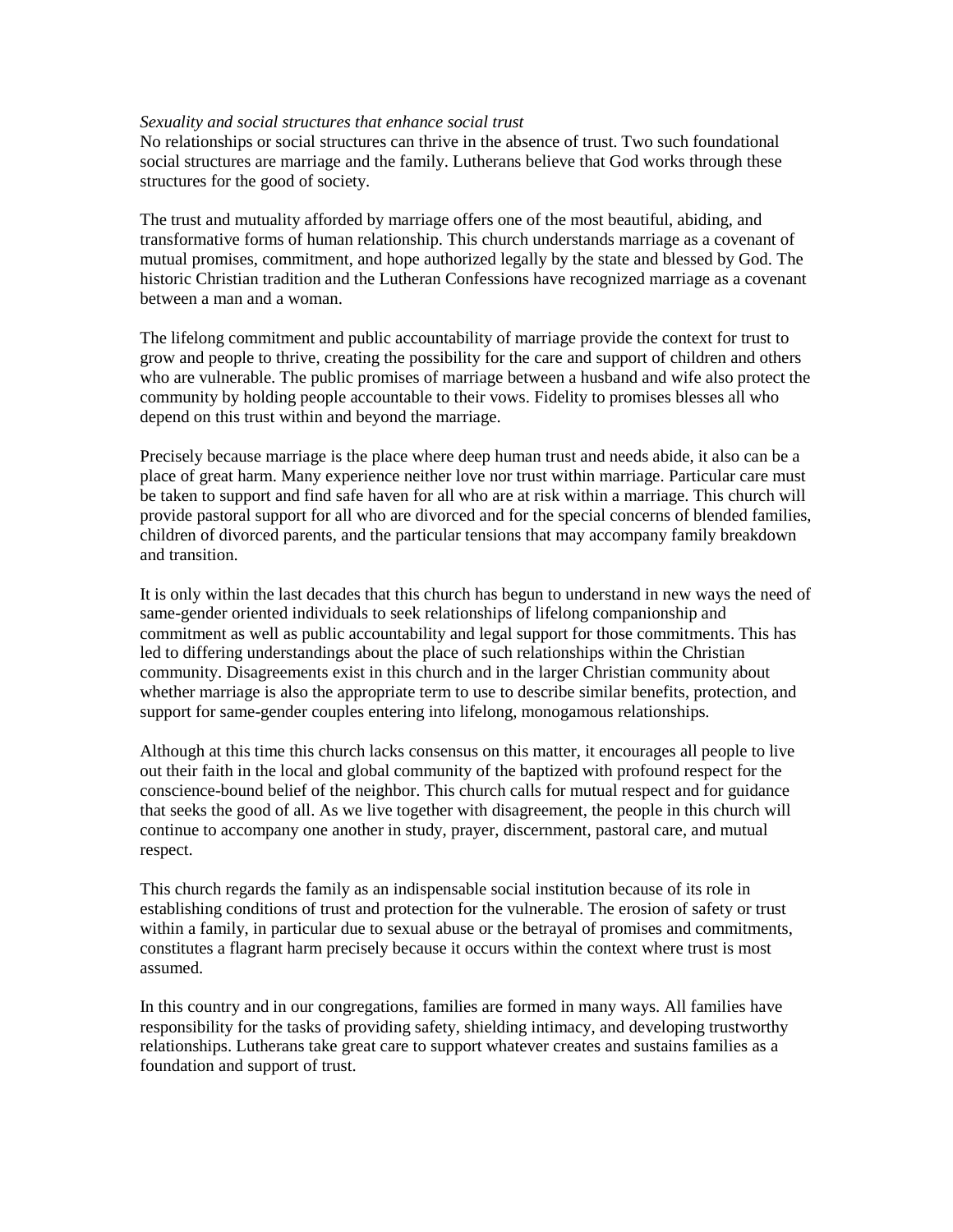*Sexuality and social structures that enhance social trust*

No relationships or social structures can thrive in the absence of trust. Two such foundational social structures are marriage and the family. Lutherans believe that God works through these structures for the good of society.

The trust and mutuality afforded by marriage offers one of the most beautiful, abiding, and transformative forms of human relationship. This church understands marriage as a covenant of mutual promises, commitment, and hope authorized legally by the state and blessed by God. The historic Christian tradition and the Lutheran Confessions have recognized marriage as a covenant between a man and a woman.

The lifelong commitment and public accountability of marriage provide the context for trust to grow and people to thrive, creating the possibility for the care and support of children and others who are vulnerable. The public promises of marriage between a husband and wife also protect the community by holding people accountable to their vows. Fidelity to promises blesses all who depend on this trust within and beyond the marriage.

Precisely because marriage is the place where deep human trust and needs abide, it also can be a place of great harm. Many experience neither love nor trust within marriage. Particular care must be taken to support and find safe haven for all who are at risk within a marriage. This church will provide pastoral support for all who are divorced and for the special concerns of blended families, children of divorced parents, and the particular tensions that may accompany family breakdown and transition.

It is only within the last decades that this church has begun to understand in new ways the need of same-gender oriented individuals to seek relationships of lifelong companionship and commitment as well as public accountability and legal support for those commitments. This has led to differing understandings about the place of such relationships within the Christian community. Disagreements exist in this church and in the larger Christian community about whether marriage is also the appropriate term to use to describe similar benefits, protection, and support for same-gender couples entering into lifelong, monogamous relationships.

Although at this time this church lacks consensus on this matter, it encourages all people to live out their faith in the local and global community of the baptized with profound respect for the conscience-bound belief of the neighbor. This church calls for mutual respect and for guidance that seeks the good of all. As we live together with disagreement, the people in this church will continue to accompany one another in study, prayer, discernment, pastoral care, and mutual respect.

This church regards the family as an indispensable social institution because of its role in establishing conditions of trust and protection for the vulnerable. The erosion of safety or trust within a family, in particular due to sexual abuse or the betrayal of promises and commitments, constitutes a flagrant harm precisely because it occurs within the context where trust is most assumed.

In this country and in our congregations, families are formed in many ways. All families have responsibility for the tasks of providing safety, shielding intimacy, and developing trustworthy relationships. Lutherans take great care to support whatever creates and sustains families as a foundation and support of trust.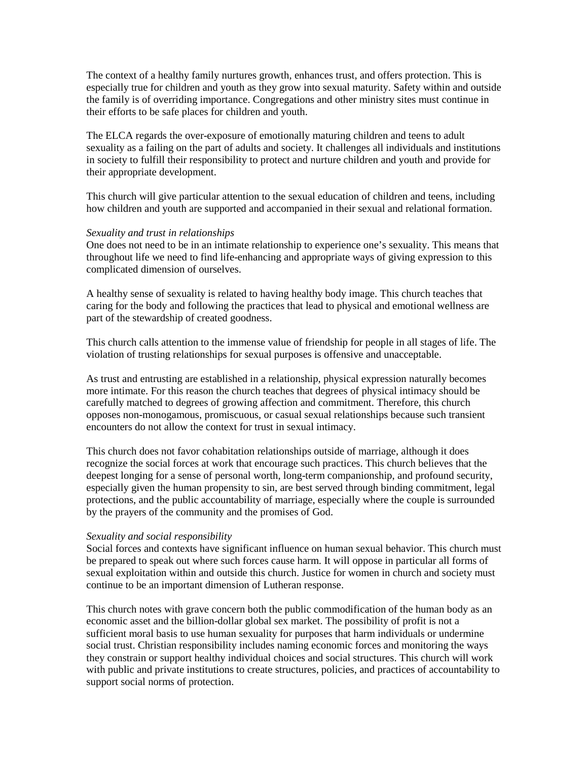The context of a healthy family nurtures growth, enhances trust, and offers protection. This is especially true for children and youth as they grow into sexual maturity. Safety within and outside the family is of overriding importance. Congregations and other ministry sites must continue in their efforts to be safe places for children and youth.

The ELCA regards the over-exposure of emotionally maturing children and teens to adult sexuality as a failing on the part of adults and society. It challenges all individuals and institutions in society to fulfill their responsibility to protect and nurture children and youth and provide for their appropriate development.

This church will give particular attention to the sexual education of children and teens, including how children and youth are supported and accompanied in their sexual and relational formation.

*Sexuality and trust in relationships*
One does not need to be in an intimate relationship to experience one's sexuality. This means that throughout life we need to find life-enhancing and appropriate ways of giving expression to this complicated dimension of ourselves.

A healthy sense of sexuality is related to having healthy body image. This church teaches that caring for the body and following the practices that lead to physical and emotional wellness are part of the stewardship of created goodness.

This church calls attention to the immense value of friendship for people in all stages of life. The violation of trusting relationships for sexual purposes is offensive and unacceptable.

As trust and entrusting are established in a relationship, physical expression naturally becomes more intimate. For this reason the church teaches that degrees of physical intimacy should be carefully matched to degrees of growing affection and commitment. Therefore, this church opposes non-monogamous, promiscuous, or casual sexual relationships because such transient encounters do not allow the context for trust in sexual intimacy.

This church does not favor cohabitation relationships outside of marriage, although it does recognize the social forces at work that encourage such practices. This church believes that the deepest longing for a sense of personal worth, long-term companionship, and profound security, especially given the human propensity to sin, are best served through binding commitment, legal protections, and the public accountability of marriage, especially where the couple is surrounded by the prayers of the community and the promises of God.

*Sexuality and social responsibility*
Social forces and contexts have significant influence on human sexual behavior. This church must be prepared to speak out where such forces cause harm. It will oppose in particular all forms of sexual exploitation within and outside this church. Justice for women in church and society must continue to be an important dimension of Lutheran response.

This church notes with grave concern both the public commodification of the human body as an economic asset and the billion-dollar global sex market. The possibility of profit is not a sufficient moral basis to use human sexuality for purposes that harm individuals or undermine social trust. Christian responsibility includes naming economic forces and monitoring the ways they constrain or support healthy individual choices and social structures. This church will work with public and private institutions to create structures, policies, and practices of accountability to support social norms of protection.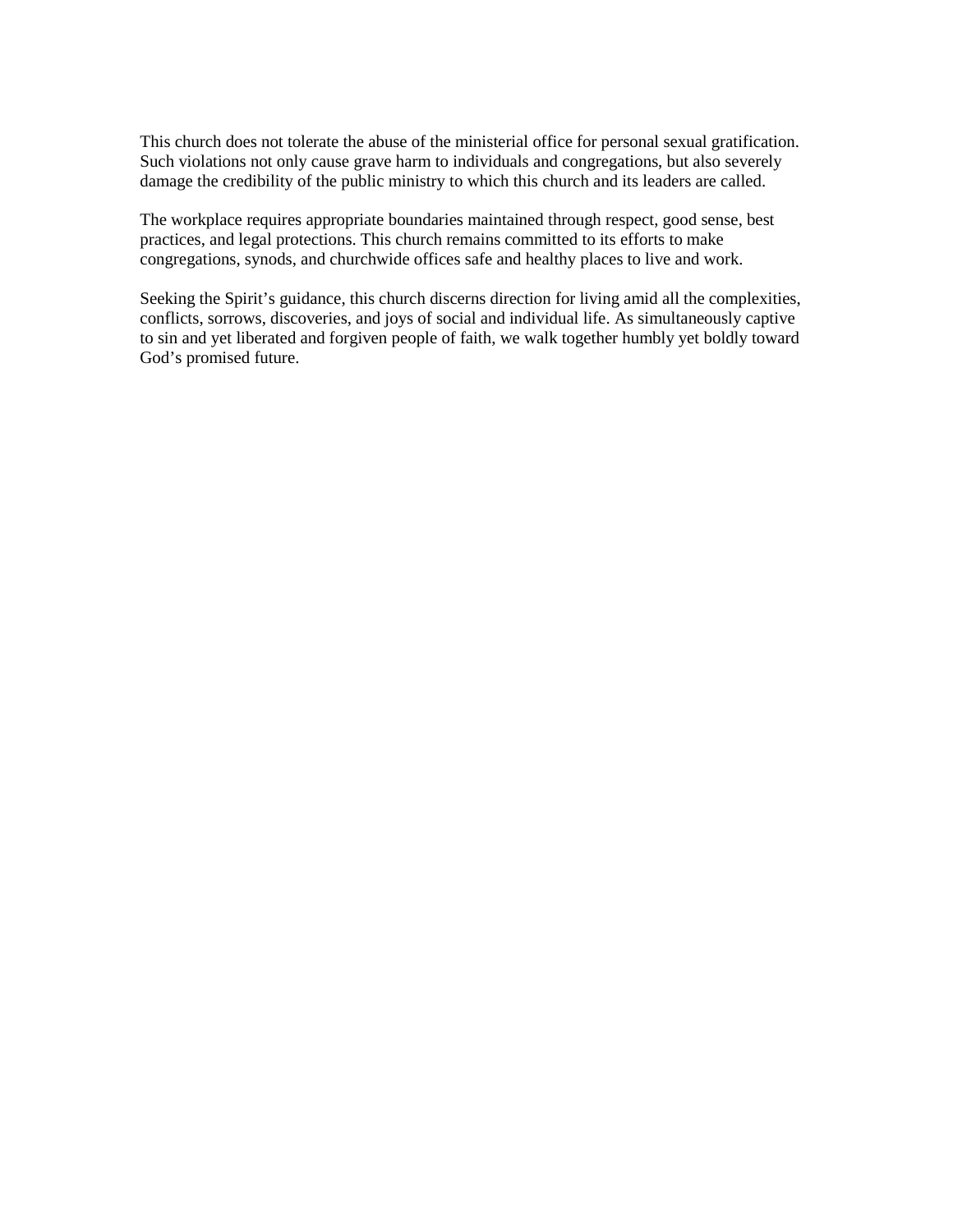This church does not tolerate the abuse of the ministerial office for personal sexual gratification. Such violations not only cause grave harm to individuals and congregations, but also severely damage the credibility of the public ministry to which this church and its leaders are called.

The workplace requires appropriate boundaries maintained through respect, good sense, best practices, and legal protections. This church remains committed to its efforts to make congregations, synods, and churchwide offices safe and healthy places to live and work.

Seeking the Spirit's guidance, this church discerns direction for living amid all the complexities, conflicts, sorrows, discoveries, and joys of social and individual life. As simultaneously captive to sin and yet liberated and forgiven people of faith, we walk together humbly yet boldly toward God's promised future.